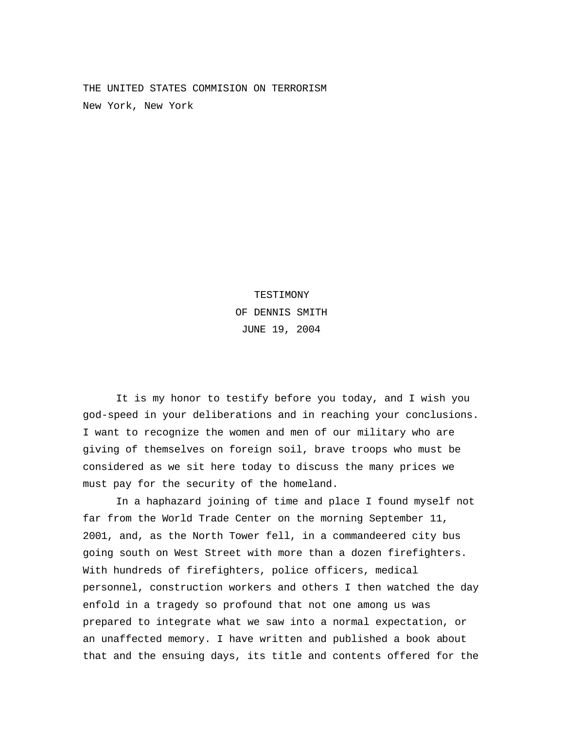THE UNITED STATES COMMISION ON TERRORISM
New York, New York

TESTIMONY
OF DENNIS SMITH
JUNE 19, 2004

It is my honor to testify before you today, and I wish you god-speed in your deliberations and in reaching your conclusions. I want to recognize the women and men of our military who are giving of themselves on foreign soil, brave troops who must be considered as we sit here today to discuss the many prices we must pay for the security of the homeland.

In a haphazard joining of time and place I found myself not far from the World Trade Center on the morning September 11, 2001, and, as the North Tower fell, in a commandeered city bus going south on West Street with more than a dozen firefighters. With hundreds of firefighters, police officers, medical personnel, construction workers and others I then watched the day enfold in a tragedy so profound that not one among us was prepared to integrate what we saw into a normal expectation, or an unaffected memory. I have written and published a book about that and the ensuing days, its title and contents offered for the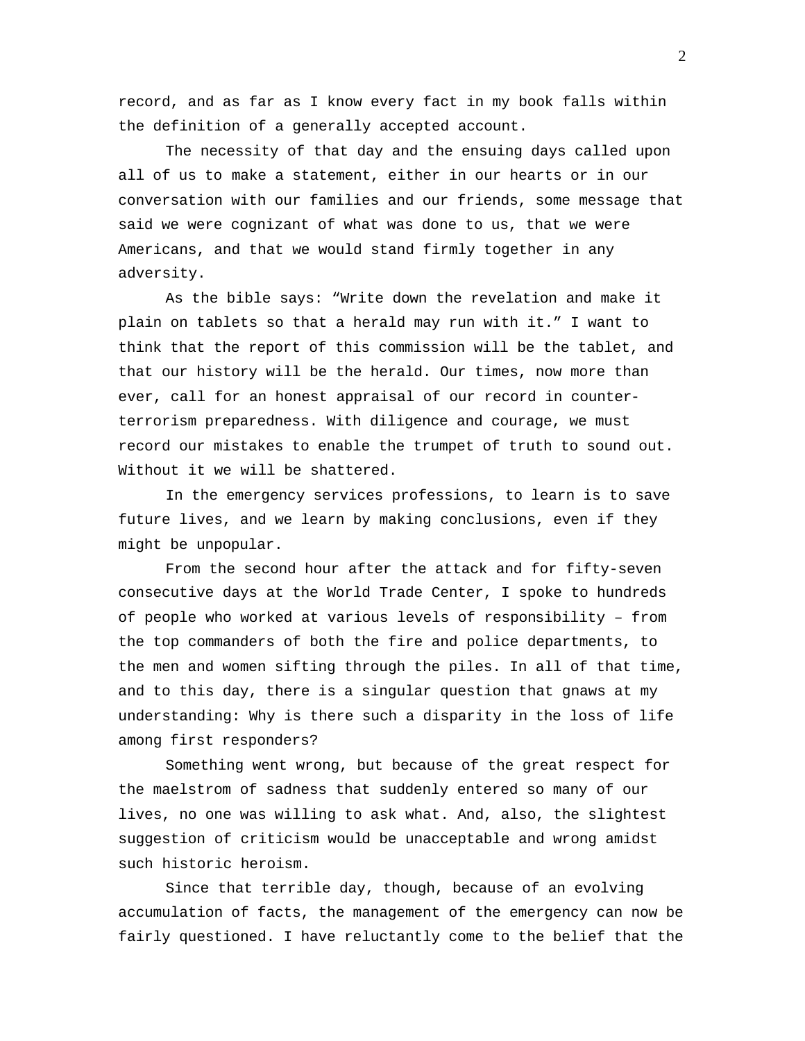record, and as far as I know every fact in my book falls within the definition of a generally accepted account.

The necessity of that day and the ensuing days called upon all of us to make a statement, either in our hearts or in our conversation with our families and our friends, some message that said we were cognizant of what was done to us, that we were Americans, and that we would stand firmly together in any adversity.

As the bible says: "Write down the revelation and make it plain on tablets so that a herald may run with it." I want to think that the report of this commission will be the tablet, and that our history will be the herald. Our times, now more than ever, call for an honest appraisal of our record in counter-terrorism preparedness. With diligence and courage, we must record our mistakes to enable the trumpet of truth to sound out. Without it we will be shattered.

In the emergency services professions, to learn is to save future lives, and we learn by making conclusions, even if they might be unpopular.

From the second hour after the attack and for fifty-seven consecutive days at the World Trade Center, I spoke to hundreds of people who worked at various levels of responsibility – from the top commanders of both the fire and police departments, to the men and women sifting through the piles. In all of that time, and to this day, there is a singular question that gnaws at my understanding: Why is there such a disparity in the loss of life among first responders?

Something went wrong, but because of the great respect for the maelstrom of sadness that suddenly entered so many of our lives, no one was willing to ask what. And, also, the slightest suggestion of criticism would be unacceptable and wrong amidst such historic heroism.

Since that terrible day, though, because of an evolving accumulation of facts, the management of the emergency can now be fairly questioned. I have reluctantly come to the belief that the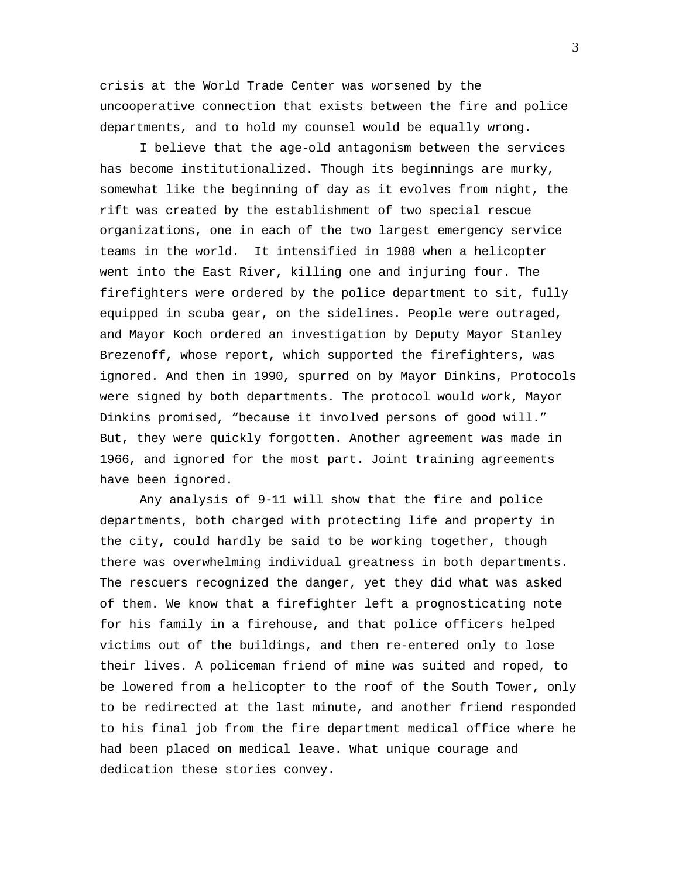crisis at the World Trade Center was worsened by the uncooperative connection that exists between the fire and police departments, and to hold my counsel would be equally wrong.

I believe that the age-old antagonism between the services has become institutionalized. Though its beginnings are murky, somewhat like the beginning of day as it evolves from night, the rift was created by the establishment of two special rescue organizations, one in each of the two largest emergency service teams in the world. It intensified in 1988 when a helicopter went into the East River, killing one and injuring four. The firefighters were ordered by the police department to sit, fully equipped in scuba gear, on the sidelines. People were outraged, and Mayor Koch ordered an investigation by Deputy Mayor Stanley Brezenoff, whose report, which supported the firefighters, was ignored. And then in 1990, spurred on by Mayor Dinkins, Protocols were signed by both departments. The protocol would work, Mayor Dinkins promised, "because it involved persons of good will." But, they were quickly forgotten. Another agreement was made in 1966, and ignored for the most part. Joint training agreements have been ignored.

Any analysis of 9-11 will show that the fire and police departments, both charged with protecting life and property in the city, could hardly be said to be working together, though there was overwhelming individual greatness in both departments. The rescuers recognized the danger, yet they did what was asked of them. We know that a firefighter left a prognosticating note for his family in a firehouse, and that police officers helped victims out of the buildings, and then re-entered only to lose their lives. A policeman friend of mine was suited and roped, to be lowered from a helicopter to the roof of the South Tower, only to be redirected at the last minute, and another friend responded to his final job from the fire department medical office where he had been placed on medical leave. What unique courage and dedication these stories convey.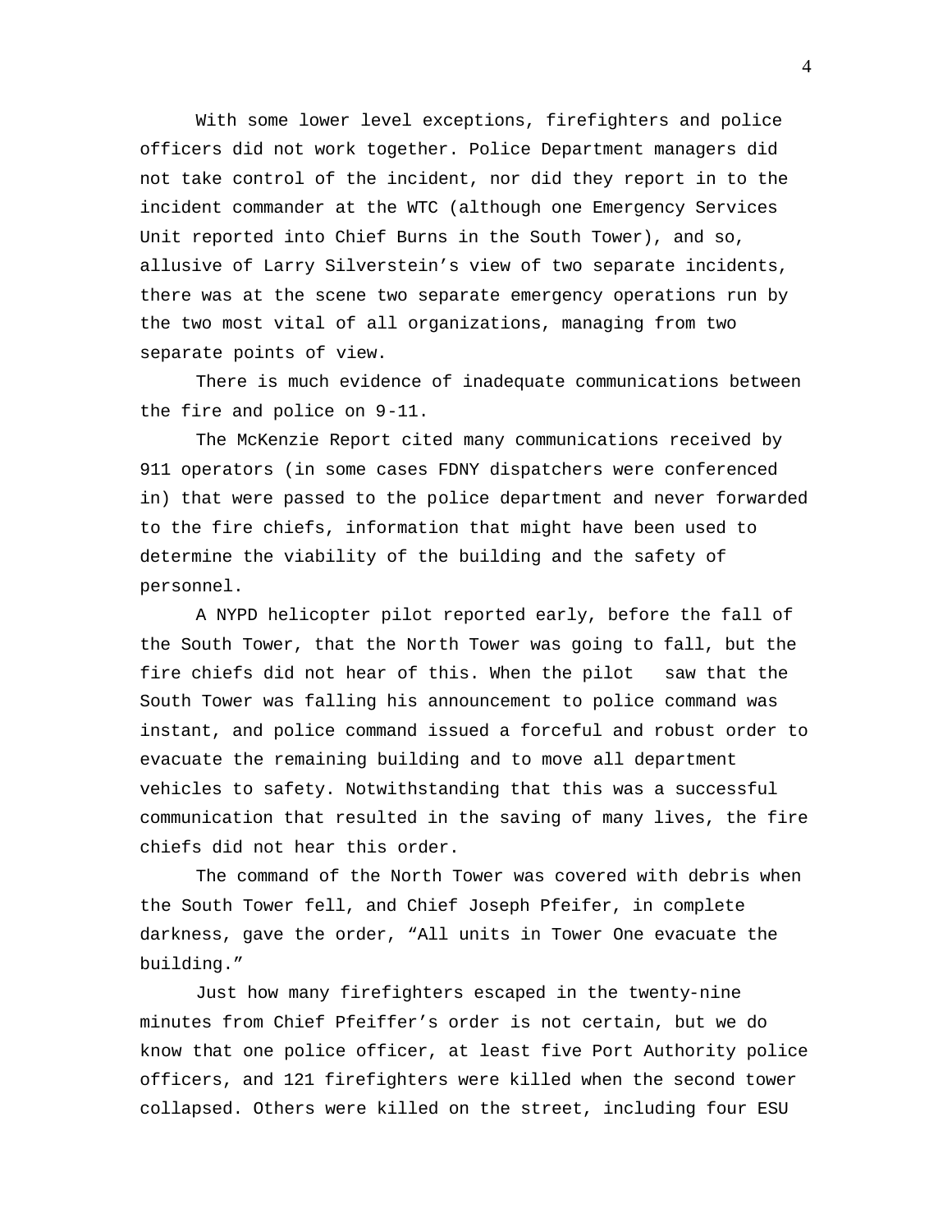With some lower level exceptions, firefighters and police officers did not work together. Police Department managers did not take control of the incident, nor did they report in to the incident commander at the WTC (although one Emergency Services Unit reported into Chief Burns in the South Tower), and so, allusive of Larry Silverstein's view of two separate incidents, there was at the scene two separate emergency operations run by the two most vital of all organizations, managing from two separate points of view.

There is much evidence of inadequate communications between the fire and police on 9-11.

The McKenzie Report cited many communications received by 911 operators (in some cases FDNY dispatchers were conferenced in) that were passed to the police department and never forwarded to the fire chiefs, information that might have been used to determine the viability of the building and the safety of personnel.

A NYPD helicopter pilot reported early, before the fall of the South Tower, that the North Tower was going to fall, but the fire chiefs did not hear of this. When the pilot saw that the South Tower was falling his announcement to police command was instant, and police command issued a forceful and robust order to evacuate the remaining building and to move all department vehicles to safety. Notwithstanding that this was a successful communication that resulted in the saving of many lives, the fire chiefs did not hear this order.

The command of the North Tower was covered with debris when the South Tower fell, and Chief Joseph Pfeifer, in complete darkness, gave the order, "All units in Tower One evacuate the building."

Just how many firefighters escaped in the twenty-nine minutes from Chief Pfeiffer's order is not certain, but we do know that one police officer, at least five Port Authority police officers, and 121 firefighters were killed when the second tower collapsed. Others were killed on the street, including four ESU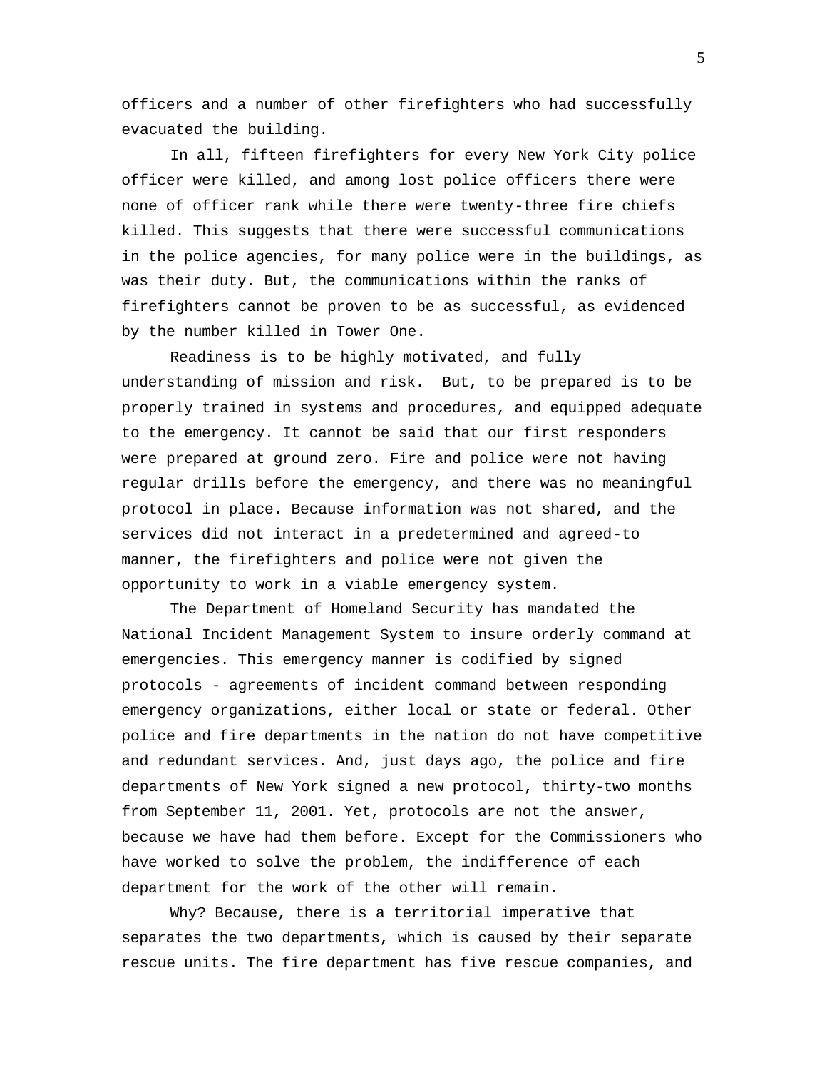officers and a number of other firefighters who had successfully evacuated the building.

In all, fifteen firefighters for every New York City police officer were killed, and among lost police officers there were none of officer rank while there were twenty-three fire chiefs killed. This suggests that there were successful communications in the police agencies, for many police were in the buildings, as was their duty. But, the communications within the ranks of firefighters cannot be proven to be as successful, as evidenced by the number killed in Tower One.

Readiness is to be highly motivated, and fully understanding of mission and risk. But, to be prepared is to be properly trained in systems and procedures, and equipped adequate to the emergency. It cannot be said that our first responders were prepared at ground zero. Fire and police were not having regular drills before the emergency, and there was no meaningful protocol in place. Because information was not shared, and the services did not interact in a predetermined and agreed-to manner, the firefighters and police were not given the opportunity to work in a viable emergency system.

The Department of Homeland Security has mandated the National Incident Management System to insure orderly command at emergencies. This emergency manner is codified by signed protocols - agreements of incident command between responding emergency organizations, either local or state or federal. Other police and fire departments in the nation do not have competitive and redundant services. And, just days ago, the police and fire departments of New York signed a new protocol, thirty-two months from September 11, 2001. Yet, protocols are not the answer, because we have had them before. Except for the Commissioners who have worked to solve the problem, the indifference of each department for the work of the other will remain.

Why? Because, there is a territorial imperative that separates the two departments, which is caused by their separate rescue units. The fire department has five rescue companies, and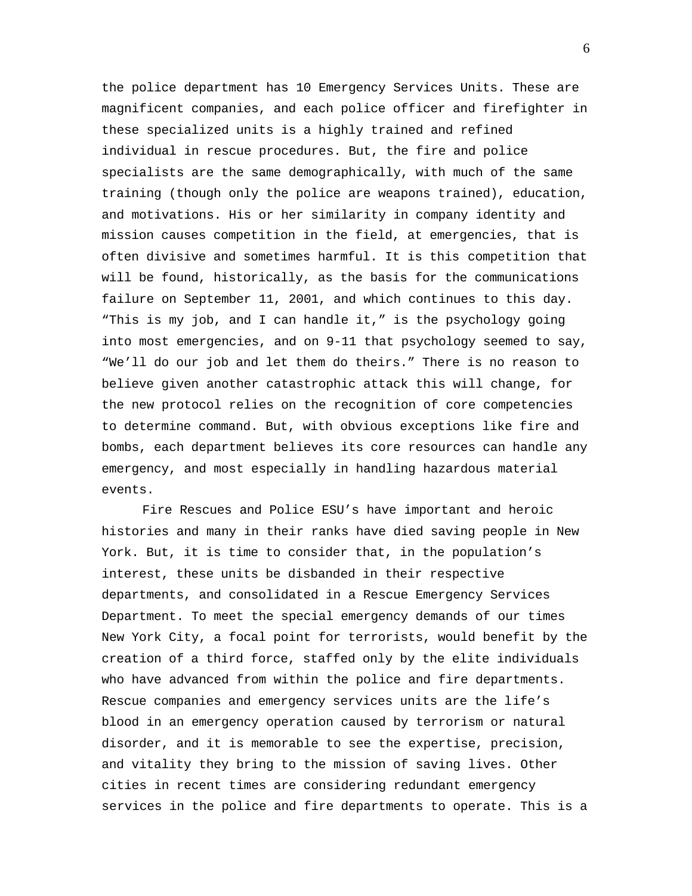the police department has 10 Emergency Services Units. These are magnificent companies, and each police officer and firefighter in these specialized units is a highly trained and refined individual in rescue procedures. But, the fire and police specialists are the same demographically, with much of the same training (though only the police are weapons trained), education, and motivations. His or her similarity in company identity and mission causes competition in the field, at emergencies, that is often divisive and sometimes harmful. It is this competition that will be found, historically, as the basis for the communications failure on September 11, 2001, and which continues to this day. "This is my job, and I can handle it," is the psychology going into most emergencies, and on 9-11 that psychology seemed to say, "We'll do our job and let them do theirs." There is no reason to believe given another catastrophic attack this will change, for the new protocol relies on the recognition of core competencies to determine command. But, with obvious exceptions like fire and bombs, each department believes its core resources can handle any emergency, and most especially in handling hazardous material events.

Fire Rescues and Police ESU's have important and heroic histories and many in their ranks have died saving people in New York. But, it is time to consider that, in the population's interest, these units be disbanded in their respective departments, and consolidated in a Rescue Emergency Services Department. To meet the special emergency demands of our times New York City, a focal point for terrorists, would benefit by the creation of a third force, staffed only by the elite individuals who have advanced from within the police and fire departments. Rescue companies and emergency services units are the life's blood in an emergency operation caused by terrorism or natural disorder, and it is memorable to see the expertise, precision, and vitality they bring to the mission of saving lives. Other cities in recent times are considering redundant emergency services in the police and fire departments to operate. This is a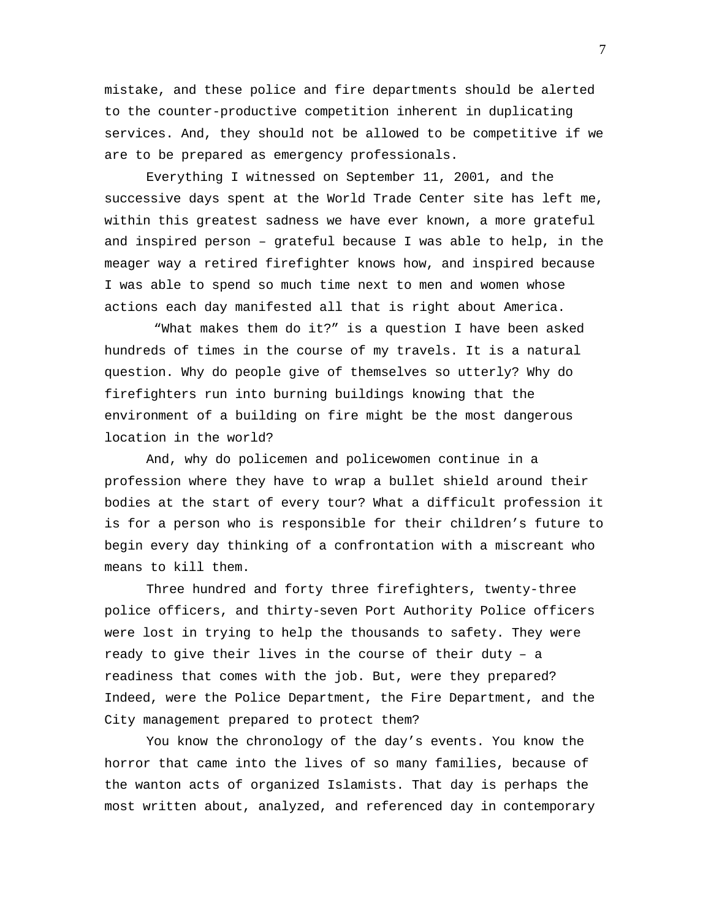mistake, and these police and fire departments should be alerted to the counter-productive competition inherent in duplicating services. And, they should not be allowed to be competitive if we are to be prepared as emergency professionals.

Everything I witnessed on September 11, 2001, and the successive days spent at the World Trade Center site has left me, within this greatest sadness we have ever known, a more grateful and inspired person – grateful because I was able to help, in the meager way a retired firefighter knows how, and inspired because I was able to spend so much time next to men and women whose actions each day manifested all that is right about America.

"What makes them do it?" is a question I have been asked hundreds of times in the course of my travels. It is a natural question. Why do people give of themselves so utterly? Why do firefighters run into burning buildings knowing that the environment of a building on fire might be the most dangerous location in the world?

And, why do policemen and policewomen continue in a profession where they have to wrap a bullet shield around their bodies at the start of every tour? What a difficult profession it is for a person who is responsible for their children's future to begin every day thinking of a confrontation with a miscreant who means to kill them.

Three hundred and forty three firefighters, twenty-three police officers, and thirty-seven Port Authority Police officers were lost in trying to help the thousands to safety. They were ready to give their lives in the course of their duty – a readiness that comes with the job. But, were they prepared? Indeed, were the Police Department, the Fire Department, and the City management prepared to protect them?

You know the chronology of the day's events. You know the horror that came into the lives of so many families, because of the wanton acts of organized Islamists. That day is perhaps the most written about, analyzed, and referenced day in contemporary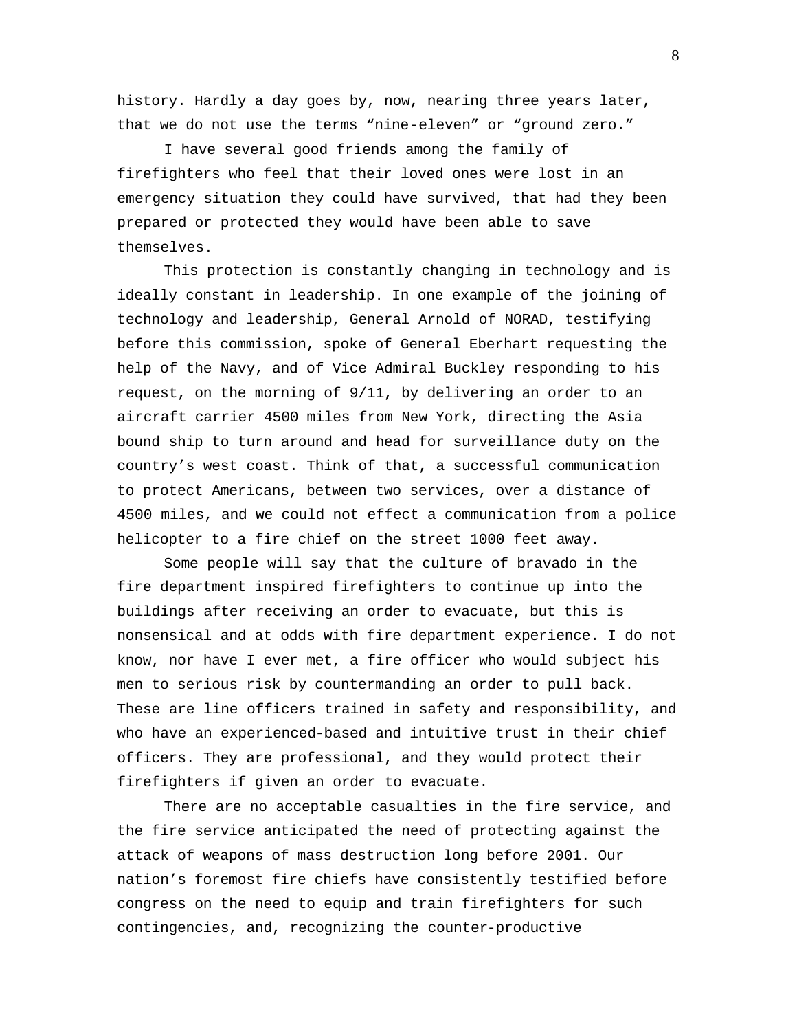history. Hardly a day goes by, now, nearing three years later, that we do not use the terms “nine-eleven” or “ground zero.”

I have several good friends among the family of firefighters who feel that their loved ones were lost in an emergency situation they could have survived, that had they been prepared or protected they would have been able to save themselves.

This protection is constantly changing in technology and is ideally constant in leadership. In one example of the joining of technology and leadership, General Arnold of NORAD, testifying before this commission, spoke of General Eberhart requesting the help of the Navy, and of Vice Admiral Buckley responding to his request, on the morning of 9/11, by delivering an order to an aircraft carrier 4500 miles from New York, directing the Asia bound ship to turn around and head for surveillance duty on the country’s west coast. Think of that, a successful communication to protect Americans, between two services, over a distance of 4500 miles, and we could not effect a communication from a police helicopter to a fire chief on the street 1000 feet away.

Some people will say that the culture of bravado in the fire department inspired firefighters to continue up into the buildings after receiving an order to evacuate, but this is nonsensical and at odds with fire department experience. I do not know, nor have I ever met, a fire officer who would subject his men to serious risk by countermanding an order to pull back. These are line officers trained in safety and responsibility, and who have an experienced-based and intuitive trust in their chief officers. They are professional, and they would protect their firefighters if given an order to evacuate.

There are no acceptable casualties in the fire service, and the fire service anticipated the need of protecting against the attack of weapons of mass destruction long before 2001. Our nation’s foremost fire chiefs have consistently testified before congress on the need to equip and train firefighters for such contingencies, and, recognizing the counter-productive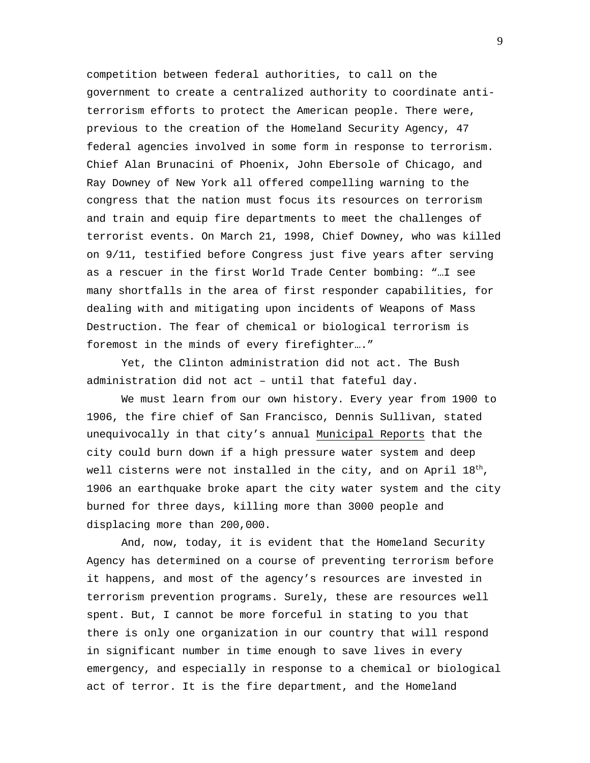competition between federal authorities, to call on the government to create a centralized authority to coordinate anti-terrorism efforts to protect the American people. There were, previous to the creation of the Homeland Security Agency, 47 federal agencies involved in some form in response to terrorism. Chief Alan Brunacini of Phoenix, John Ebersole of Chicago, and Ray Downey of New York all offered compelling warning to the congress that the nation must focus its resources on terrorism and train and equip fire departments to meet the challenges of terrorist events. On March 21, 1998, Chief Downey, who was killed on 9/11, testified before Congress just five years after serving as a rescuer in the first World Trade Center bombing: "…I see many shortfalls in the area of first responder capabilities, for dealing with and mitigating upon incidents of Weapons of Mass Destruction. The fear of chemical or biological terrorism is foremost in the minds of every firefighter…."

Yet, the Clinton administration did not act. The Bush administration did not act – until that fateful day.

We must learn from our own history. Every year from 1900 to 1906, the fire chief of San Francisco, Dennis Sullivan, stated unequivocally in that city's annual Municipal Reports that the city could burn down if a high pressure water system and deep well cisterns were not installed in the city, and on April 18th, 1906 an earthquake broke apart the city water system and the city burned for three days, killing more than 3000 people and displacing more than 200,000.

And, now, today, it is evident that the Homeland Security Agency has determined on a course of preventing terrorism before it happens, and most of the agency's resources are invested in terrorism prevention programs. Surely, these are resources well spent. But, I cannot be more forceful in stating to you that there is only one organization in our country that will respond in significant number in time enough to save lives in every emergency, and especially in response to a chemical or biological act of terror. It is the fire department, and the Homeland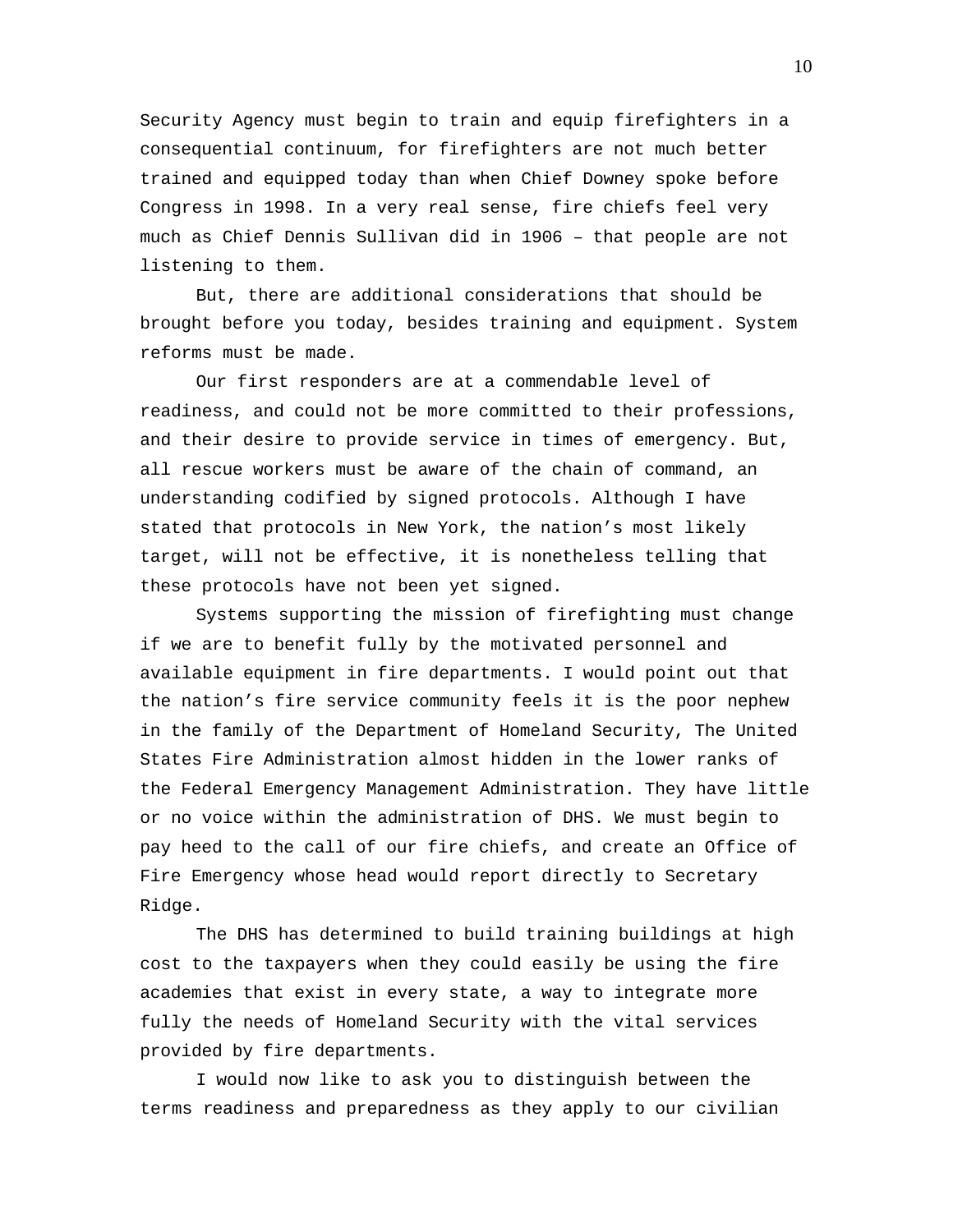Security Agency must begin to train and equip firefighters in a consequential continuum, for firefighters are not much better trained and equipped today than when Chief Downey spoke before Congress in 1998. In a very real sense, fire chiefs feel very much as Chief Dennis Sullivan did in 1906 – that people are not listening to them.

But, there are additional considerations that should be brought before you today, besides training and equipment. System reforms must be made.

Our first responders are at a commendable level of readiness, and could not be more committed to their professions, and their desire to provide service in times of emergency. But, all rescue workers must be aware of the chain of command, an understanding codified by signed protocols. Although I have stated that protocols in New York, the nation's most likely target, will not be effective, it is nonetheless telling that these protocols have not been yet signed.

Systems supporting the mission of firefighting must change if we are to benefit fully by the motivated personnel and available equipment in fire departments. I would point out that the nation's fire service community feels it is the poor nephew in the family of the Department of Homeland Security, The United States Fire Administration almost hidden in the lower ranks of the Federal Emergency Management Administration. They have little or no voice within the administration of DHS. We must begin to pay heed to the call of our fire chiefs, and create an Office of Fire Emergency whose head would report directly to Secretary Ridge.

The DHS has determined to build training buildings at high cost to the taxpayers when they could easily be using the fire academies that exist in every state, a way to integrate more fully the needs of Homeland Security with the vital services provided by fire departments.

I would now like to ask you to distinguish between the terms readiness and preparedness as they apply to our civilian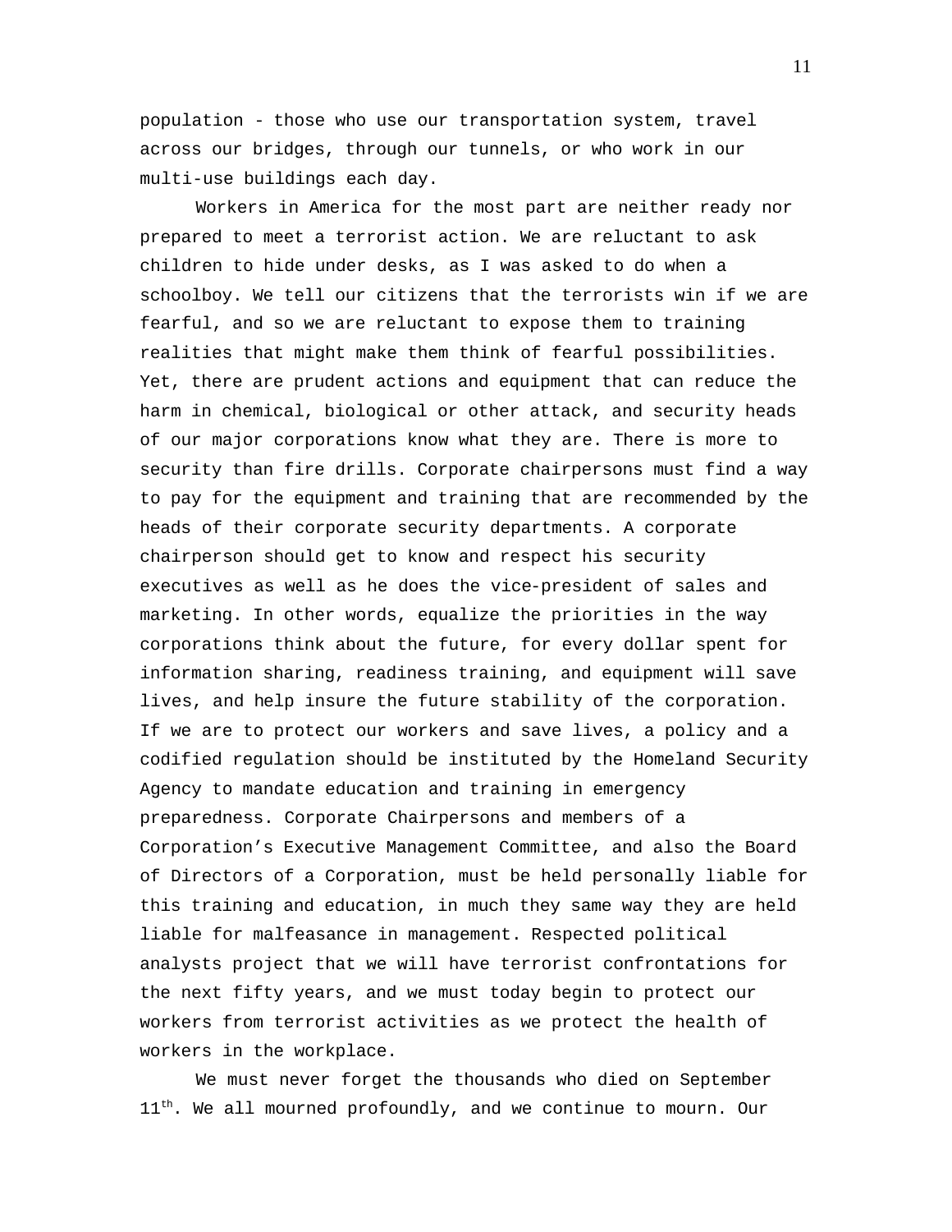population - those who use our transportation system, travel across our bridges, through our tunnels, or who work in our multi-use buildings each day.

Workers in America for the most part are neither ready nor prepared to meet a terrorist action. We are reluctant to ask children to hide under desks, as I was asked to do when a schoolboy. We tell our citizens that the terrorists win if we are fearful, and so we are reluctant to expose them to training realities that might make them think of fearful possibilities. Yet, there are prudent actions and equipment that can reduce the harm in chemical, biological or other attack, and security heads of our major corporations know what they are. There is more to security than fire drills. Corporate chairpersons must find a way to pay for the equipment and training that are recommended by the heads of their corporate security departments. A corporate chairperson should get to know and respect his security executives as well as he does the vice-president of sales and marketing. In other words, equalize the priorities in the way corporations think about the future, for every dollar spent for information sharing, readiness training, and equipment will save lives, and help insure the future stability of the corporation. If we are to protect our workers and save lives, a policy and a codified regulation should be instituted by the Homeland Security Agency to mandate education and training in emergency preparedness. Corporate Chairpersons and members of a Corporation's Executive Management Committee, and also the Board of Directors of a Corporation, must be held personally liable for this training and education, in much they same way they are held liable for malfeasance in management. Respected political analysts project that we will have terrorist confrontations for the next fifty years, and we must today begin to protect our workers from terrorist activities as we protect the health of workers in the workplace.

We must never forget the thousands who died on September 11th. We all mourned profoundly, and we continue to mourn. Our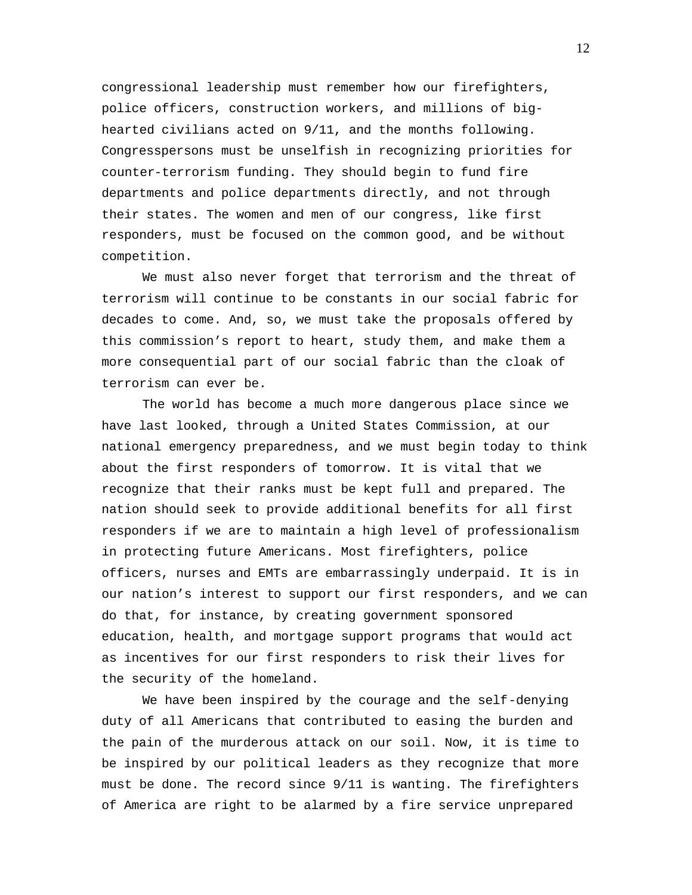congressional leadership must remember how our firefighters, police officers, construction workers, and millions of big-hearted civilians acted on 9/11, and the months following. Congresspersons must be unselfish in recognizing priorities for counter-terrorism funding. They should begin to fund fire departments and police departments directly, and not through their states. The women and men of our congress, like first responders, must be focused on the common good, and be without competition.

We must also never forget that terrorism and the threat of terrorism will continue to be constants in our social fabric for decades to come. And, so, we must take the proposals offered by this commission's report to heart, study them, and make them a more consequential part of our social fabric than the cloak of terrorism can ever be.

The world has become a much more dangerous place since we have last looked, through a United States Commission, at our national emergency preparedness, and we must begin today to think about the first responders of tomorrow. It is vital that we recognize that their ranks must be kept full and prepared. The nation should seek to provide additional benefits for all first responders if we are to maintain a high level of professionalism in protecting future Americans. Most firefighters, police officers, nurses and EMTs are embarrassingly underpaid. It is in our nation's interest to support our first responders, and we can do that, for instance, by creating government sponsored education, health, and mortgage support programs that would act as incentives for our first responders to risk their lives for the security of the homeland.

We have been inspired by the courage and the self-denying duty of all Americans that contributed to easing the burden and the pain of the murderous attack on our soil. Now, it is time to be inspired by our political leaders as they recognize that more must be done. The record since 9/11 is wanting. The firefighters of America are right to be alarmed by a fire service unprepared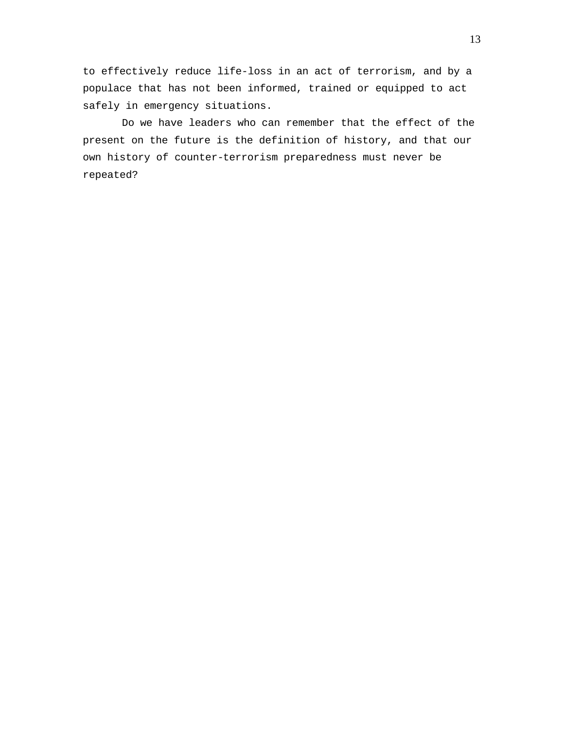to effectively reduce life-loss in an act of terrorism, and by a populace that has not been informed, trained or equipped to act safely in emergency situations.

Do we have leaders who can remember that the effect of the present on the future is the definition of history, and that our own history of counter-terrorism preparedness must never be repeated?